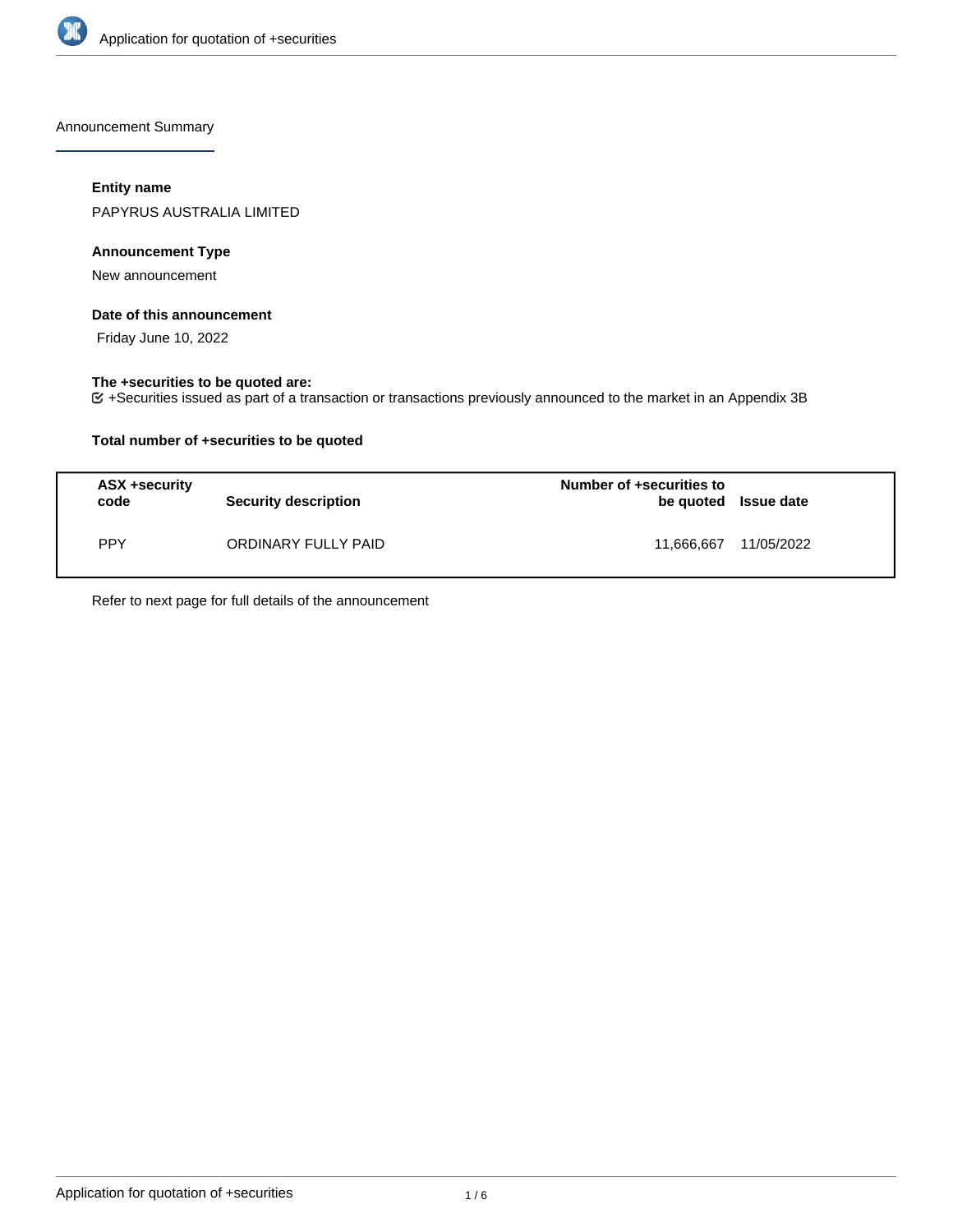Announcement Summary

**Entity name**

PAPYRUS AUSTRALIA LIMITED

**Announcement Type**

New announcement

**Date of this announcement**

Friday June 10, 2022

**The +securities to be quoted are:**

+Securities issued as part of a transaction or transactions previously announced to the market in an Appendix 3B

**Total number of +securities to be quoted**

| ASX +security code | Security description | Number of +securities to be quoted | Issue date |
|---|---|---|---|
| PPY | ORDINARY FULLY PAID | 11,666,667 | 11/05/2022 |

Refer to next page for full details of the announcement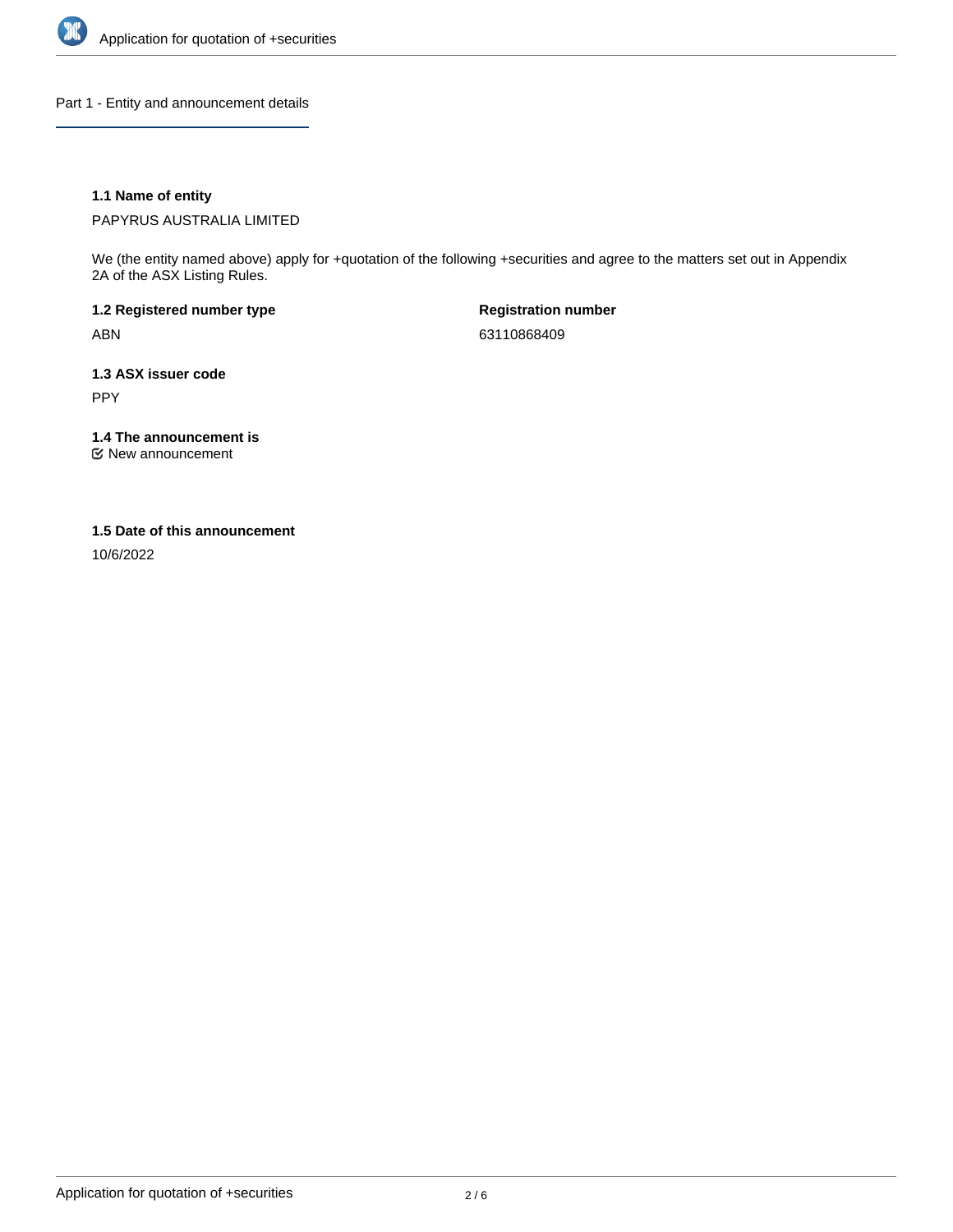## Part 1 - Entity and announcement details

**1.1 Name of entity**

PAPYRUS AUSTRALIA LIMITED

We (the entity named above) apply for +quotation of the following +securities and agree to the matters set out in Appendix 2A of the ASX Listing Rules.

**1.2 Registered number type**

ABN

**Registration number**

63110868409

**1.3 ASX issuer code**

PPY

**1.4 The announcement is**

New announcement

**1.5 Date of this announcement**

10/6/2022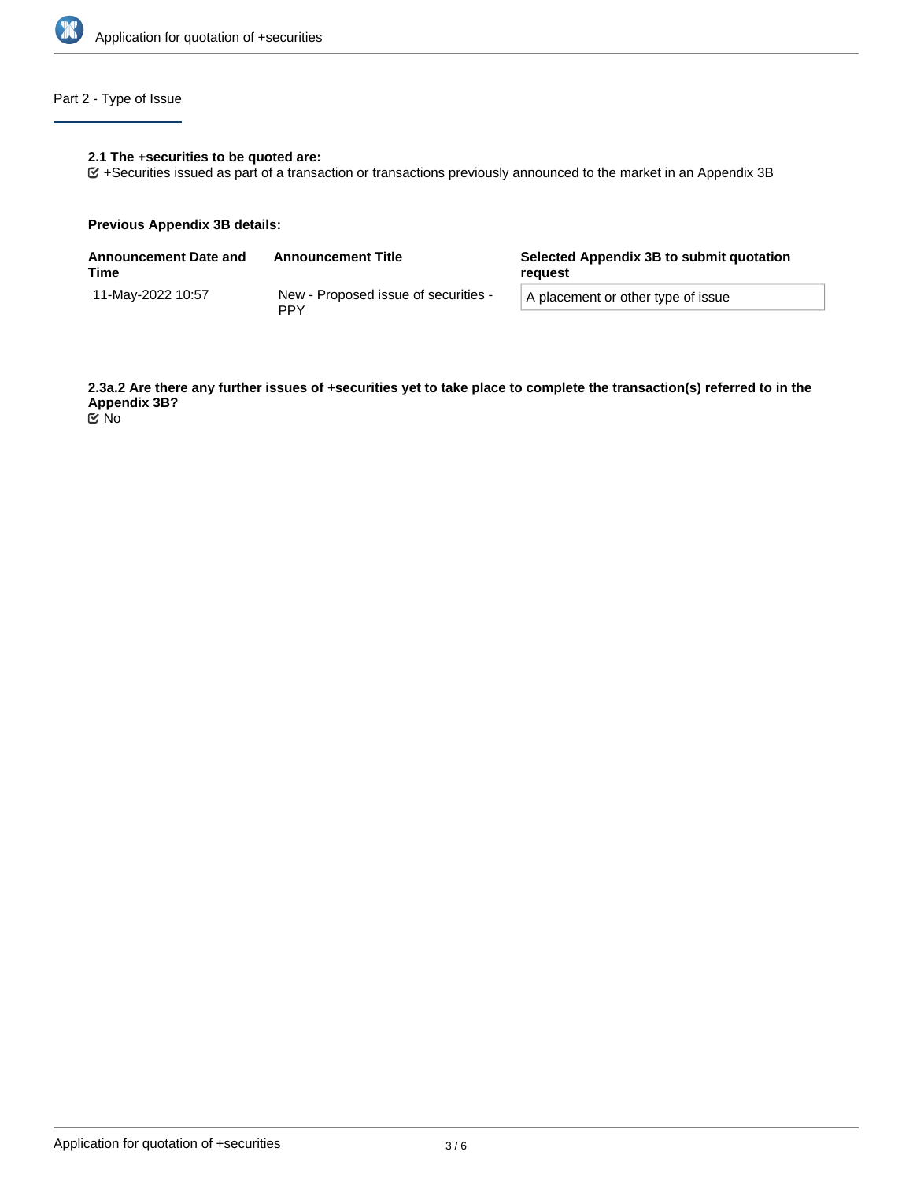## Part 2 - Type of Issue

**2.1 The +securities to be quoted are:**

+Securities issued as part of a transaction or transactions previously announced to the market in an Appendix 3B

**Previous Appendix 3B details:**

| Announcement Date and Time | Announcement Title | Selected Appendix 3B to submit quotation request |
|---|---|---|
| 11-May-2022 10:57 | New - Proposed issue of securities - PPY | A placement or other type of issue |

**2.3a.2 Are there any further issues of +securities yet to take place to complete the transaction(s) referred to in the Appendix 3B?**

No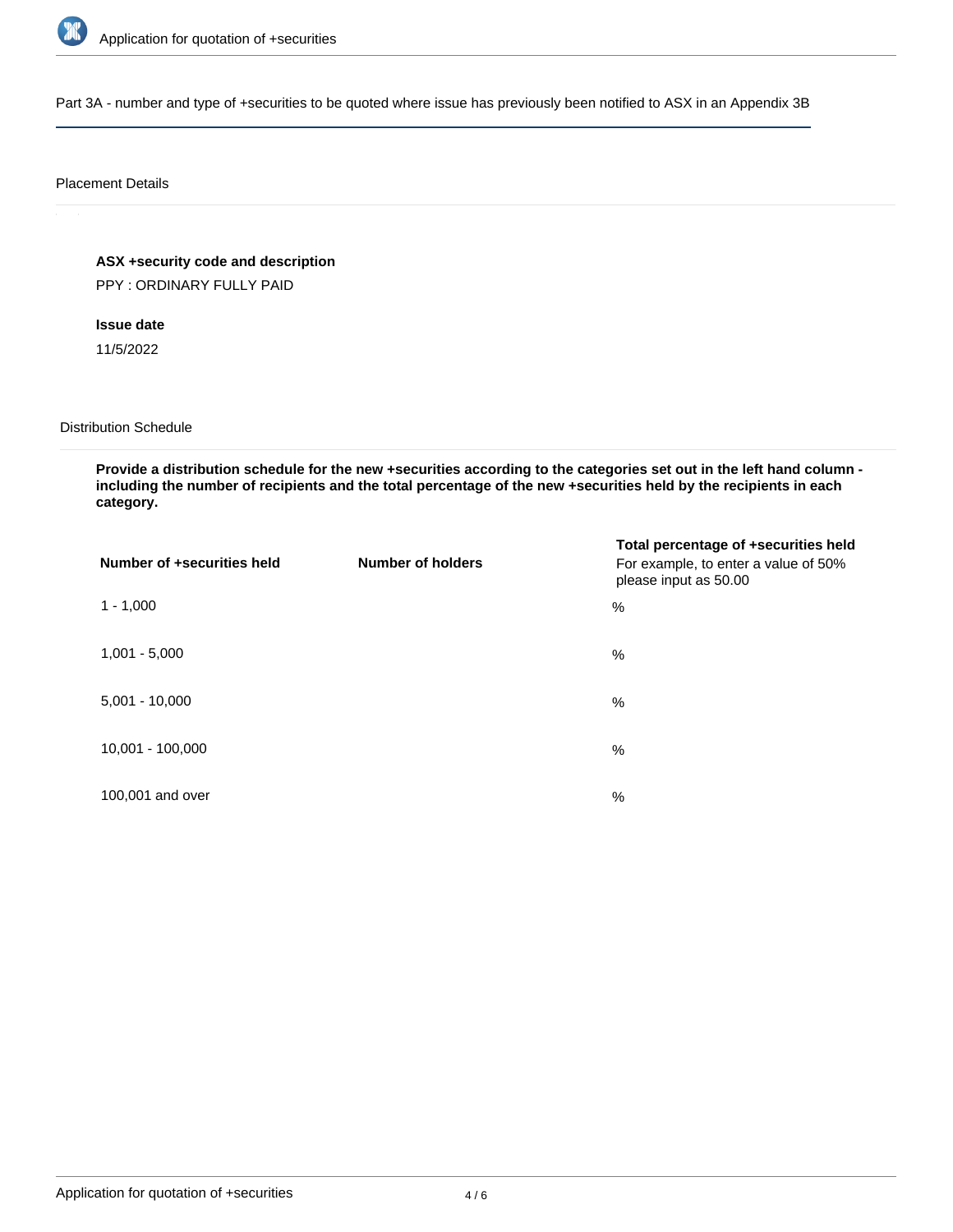Part 3A - number and type of +securities to be quoted where issue has previously been notified to ASX in an Appendix 3B

Placement Details

**ASX +security code and description**

PPY : ORDINARY FULLY PAID

**Issue date**

11/5/2022

Distribution Schedule

**Provide a distribution schedule for the new +securities according to the categories set out in the left hand column - including the number of recipients and the total percentage of the new +securities held by the recipients in each category.**

| Number of +securities held | Number of holders | Total percentage of +securities held For example, to enter a value of 50% please input as 50.00 |
| --- | --- | --- |
| 1 - 1,000 | | % |
| 1,001 - 5,000 | | % |
| 5,001 - 10,000 | | % |
| 10,001 - 100,000 | | % |
| 100,001 and over | | % |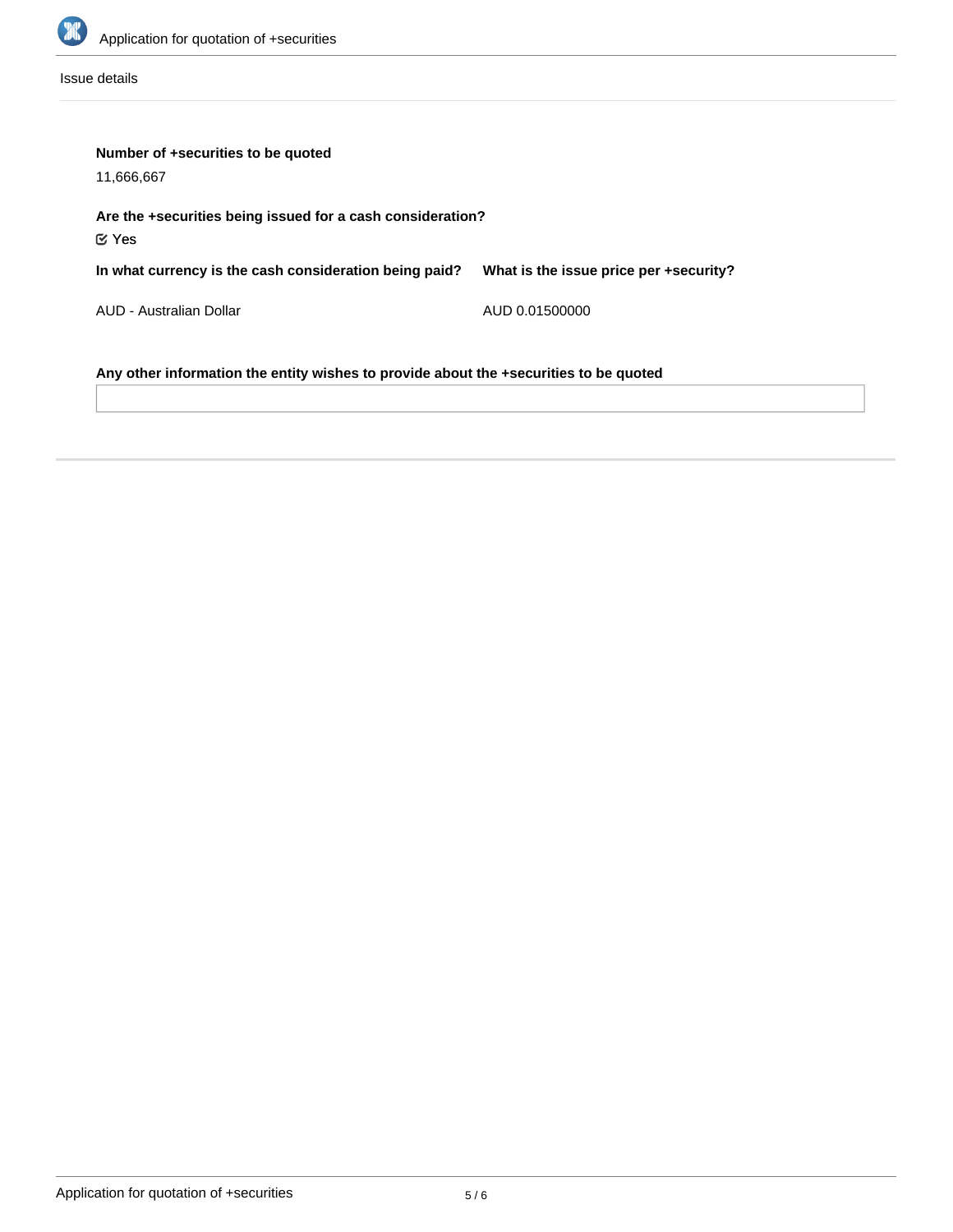Issue details

**Number of +securities to be quoted**

11,666,667

**Are the +securities being issued for a cash consideration?**

☑ Yes

**In what currency is the cash consideration being paid?**

AUD - Australian Dollar

**What is the issue price per +security?**

AUD 0.01500000

**Any other information the entity wishes to provide about the +securities to be quoted**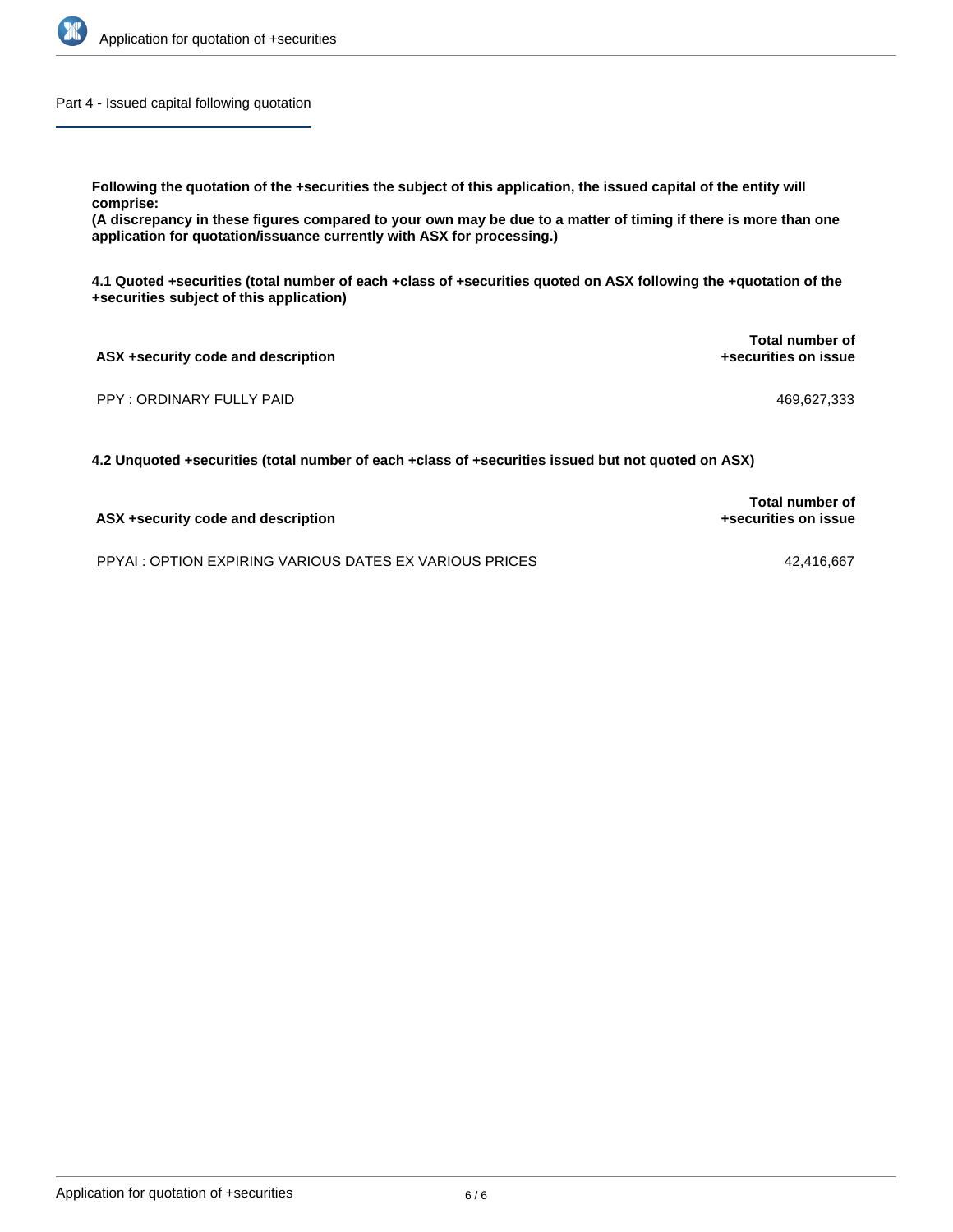## Part 4 - Issued capital following quotation

**Following the quotation of the +securities the subject of this application, the issued capital of the entity will comprise:**
**(A discrepancy in these figures compared to your own may be due to a matter of timing if there is more than one application for quotation/issuance currently with ASX for processing.)**

**4.1 Quoted +securities (total number of each +class of +securities quoted on ASX following the +quotation of the +securities subject of this application)**

| ASX +security code and description | Total number of +securities on issue |
|---|---|
| PPY : ORDINARY FULLY PAID | 469,627,333 |

**4.2 Unquoted +securities (total number of each +class of +securities issued but not quoted on ASX)**

| ASX +security code and description | Total number of +securities on issue |
|---|---|
| PPYAI : OPTION EXPIRING VARIOUS DATES EX VARIOUS PRICES | 42,416,667 |